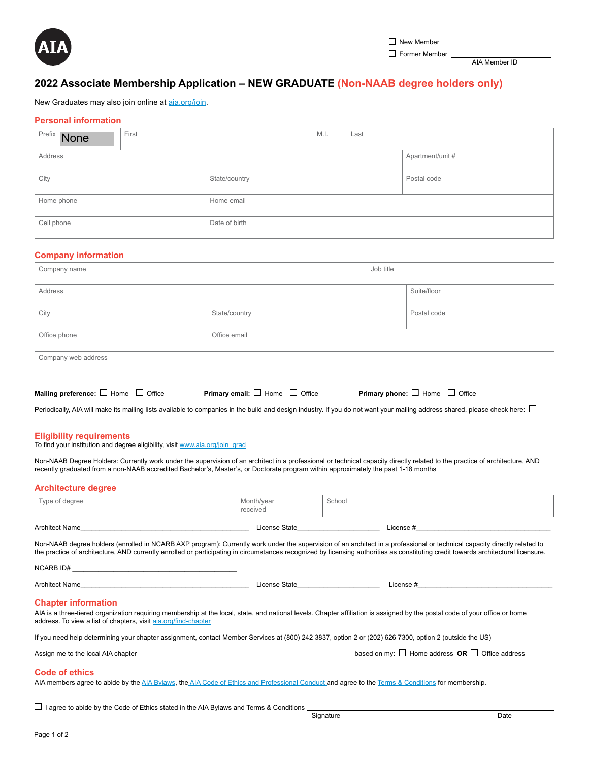AIA

☐ New Member
☐ Former Member ______________
AIA Member ID

# 2022 Associate Membership Application – NEW GRADUATE (Non-NAAB degree holders only)

New Graduates may also join online at aia.org/join.

## Personal information

| Prefix None | First | M.I. | Last |
|---|---|---|---|
| Address | | Apartment/unit # | |
| City | State/country | Postal code | |
| Home phone | Home email | | |
| Cell phone | Date of birth | | |

## Company information

| Company name | | Job title |
|---|---|---|
| Address | | Suite/floor |
| City | State/country | Postal code |
| Office phone | Office email | |
| Company web address | | |

**Mailing preference:** ☐ Home ☐ Office **Primary email:** ☐ Home ☐ Office **Primary phone:** ☐ Home ☐ Office

Periodically, AIA will make its mailing lists available to companies in the build and design industry. If you do not want your mailing address shared, please check here: ☐

## Eligibility requirements

To find your institution and degree eligibility, visit www.aia.org/join_grad

Non-NAAB Degree Holders: Currently work under the supervision of an architect in a professional or technical capacity directly related to the practice of architecture, AND recently graduated from a non-NAAB accredited Bachelor's, Master's, or Doctorate program within approximately the past 1-18 months

## Architecture degree

| Type of degree | Month/year received | School |
|---|---|---|
| | | |

Architect Name______________________ License State______________ License #______________________

Non-NAAB degree holders (enrolled in NCARB AXP program): Currently work under the supervision of an architect in a professional or technical capacity directly related to the practice of architecture, AND currently enrolled or participating in circumstances recognized by licensing authorities as constituting credit towards architectural licensure.

NCARB ID# ______________________

Architect Name______________________ License State______________ License #______________________

## Chapter information

AIA is a three-tiered organization requiring membership at the local, state, and national levels. Chapter affiliation is assigned by the postal code of your office or home address. To view a list of chapters, visit aia.org/find-chapter

If you need help determining your chapter assignment, contact Member Services at (800) 242 3837, option 2 or (202) 626 7300, option 2 (outside the US)

Assign me to the local AIA chapter ______________________ based on my: ☐ Home address **OR** ☐ Office address

## Code of ethics

AIA members agree to abide by the AIA Bylaws, the AIA Code of Ethics and Professional Conduct and agree to the Terms & Conditions for membership.

☐ I agree to abide by the Code of Ethics stated in the AIA Bylaws and Terms & Conditions ______________________

Signature Date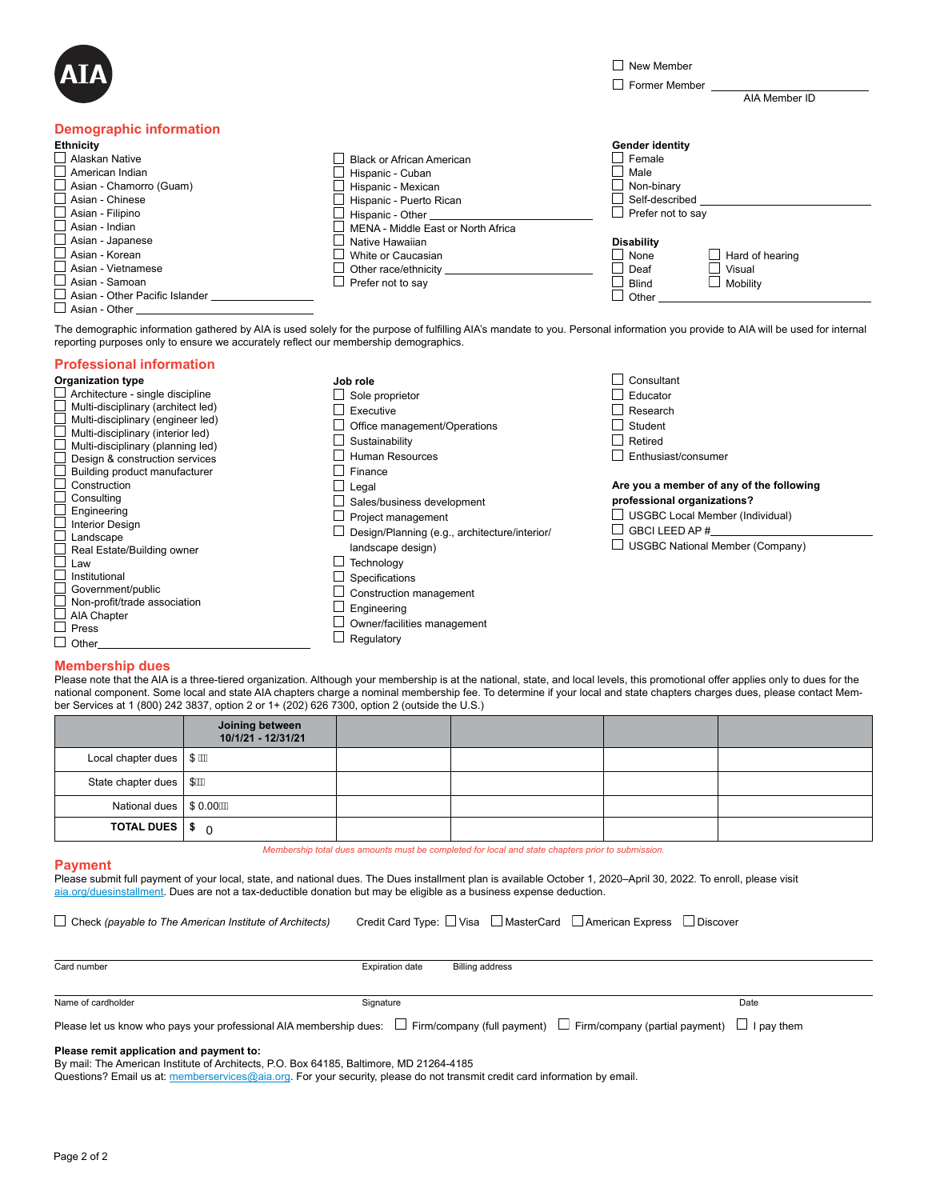AIA

☐ New Member

☐ Former Member ____________________

AIA Member ID

## Demographic information

**Ethnicity**

- ☐ Alaskan Native
- ☐ American Indian
- ☐ Asian - Chamorro (Guam)
- ☐ Asian - Chinese
- ☐ Asian - Filipino
- ☐ Asian - Indian
- ☐ Asian - Japanese
- ☐ Asian - Korean
- ☐ Asian - Vietnamese
- ☐ Asian - Samoan
- ☐ Asian - Other Pacific Islander ____________________
- ☐ Asian - Other ____________________
- ☐ Black or African American
- ☐ Hispanic - Cuban
- ☐ Hispanic - Mexican
- ☐ Hispanic - Puerto Rican
- ☐ Hispanic - Other ____________________
- ☐ MENA - Middle East or North Africa
- ☐ Native Hawaiian
- ☐ White or Caucasian
- ☐ Other race/ethnicity ____________________
- ☐ Prefer not to say

**Gender identity**

- ☐ Female
- ☐ Male
- ☐ Non-binary
- ☐ Self-described ____________________
- ☐ Prefer not to say

**Disability**

- ☐ None
- ☐ Deaf
- ☐ Blind
- ☐ Other ____________________
- ☐ Hard of hearing
- ☐ Visual
- ☐ Mobility

The demographic information gathered by AIA is used solely for the purpose of fulfilling AIA's mandate to you. Personal information you provide to AIA will be used for internal reporting purposes only to ensure we accurately reflect our membership demographics.

## Professional information

**Organization type**

- ☐ Architecture - single discipline
- ☐ Multi-disciplinary (architect led)
- ☐ Multi-disciplinary (engineer led)
- ☐ Multi-disciplinary (interior led)
- ☐ Multi-disciplinary (planning led)
- ☐ Design & construction services
- ☐ Building product manufacturer
- ☐ Construction
- ☐ Consulting
- ☐ Engineering
- ☐ Interior Design
- ☐ Landscape
- ☐ Real Estate/Building owner
- ☐ Law
- ☐ Institutional
- ☐ Government/public
- ☐ Non-profit/trade association
- ☐ AIA Chapter
- ☐ Press
- ☐ Other ____________________

**Job role**

- ☐ Sole proprietor
- ☐ Executive
- ☐ Office management/Operations
- ☐ Sustainability
- ☐ Human Resources
- ☐ Finance
- ☐ Legal
- ☐ Sales/business development
- ☐ Project management
- ☐ Design/Planning (e.g., architecture/interior/ landscape design)
- ☐ Technology
- ☐ Specifications
- ☐ Construction management
- ☐ Engineering
- ☐ Owner/facilities management
- ☐ Regulatory
- ☐ Consultant
- ☐ Educator
- ☐ Research
- ☐ Student
- ☐ Retired
- ☐ Enthusiast/consumer

**Are you a member of any of the following professional organizations?**

- ☐ USGBC Local Member (Individual)
- ☐ GBCI LEED AP # ____________________
- ☐ USGBC National Member (Company)

## Membership dues

Please note that the AIA is a three-tiered organization. Although your membership is at the national, state, and local levels, this promotional offer applies only to dues for the national component. Some local and state AIA chapters charge a nominal membership fee. To determine if your local and state chapters charges dues, please contact Member Services at 1 (800) 242 3837, option 2 or 1+ (202) 626 7300, option 2 (outside the U.S.)

| | Joining between 10/1/21 - 12/31/21 | | | | |
|---|---|---|---|---|---|
| Local chapter dues | $ | | | | |
| State chapter dues | $ | | | | |
| National dues | $ 0.00 | | | | |
| **TOTAL DUES** | **$** 0 | | | | |

*Membership total dues amounts must be completed for local and state chapters prior to submission.*

## Payment

Please submit full payment of your local, state, and national dues. The Dues installment plan is available October 1, 2020–April 30, 2022. To enroll, please visit aia.org/duesinstallment. Dues are not a tax-deductible donation but may be eligible as a business expense deduction.

☐ Check *(payable to The American Institute of Architects)*  Credit Card Type: ☐ Visa ☐ MasterCard ☐ American Express ☐ Discover

Card number ____________________ Expiration date ____________________ Billing address ____________________

Name of cardholder ____________________ Signature ____________________ Date ____________________

Please let us know who pays your professional AIA membership dues: ☐ Firm/company (full payment) ☐ Firm/company (partial payment) ☐ I pay them

**Please remit application and payment to:**

By mail: The American Institute of Architects, P.O. Box 64185, Baltimore, MD 21264-4185

Questions? Email us at: memberservices@aia.org. For your security, please do not transmit credit card information by email.